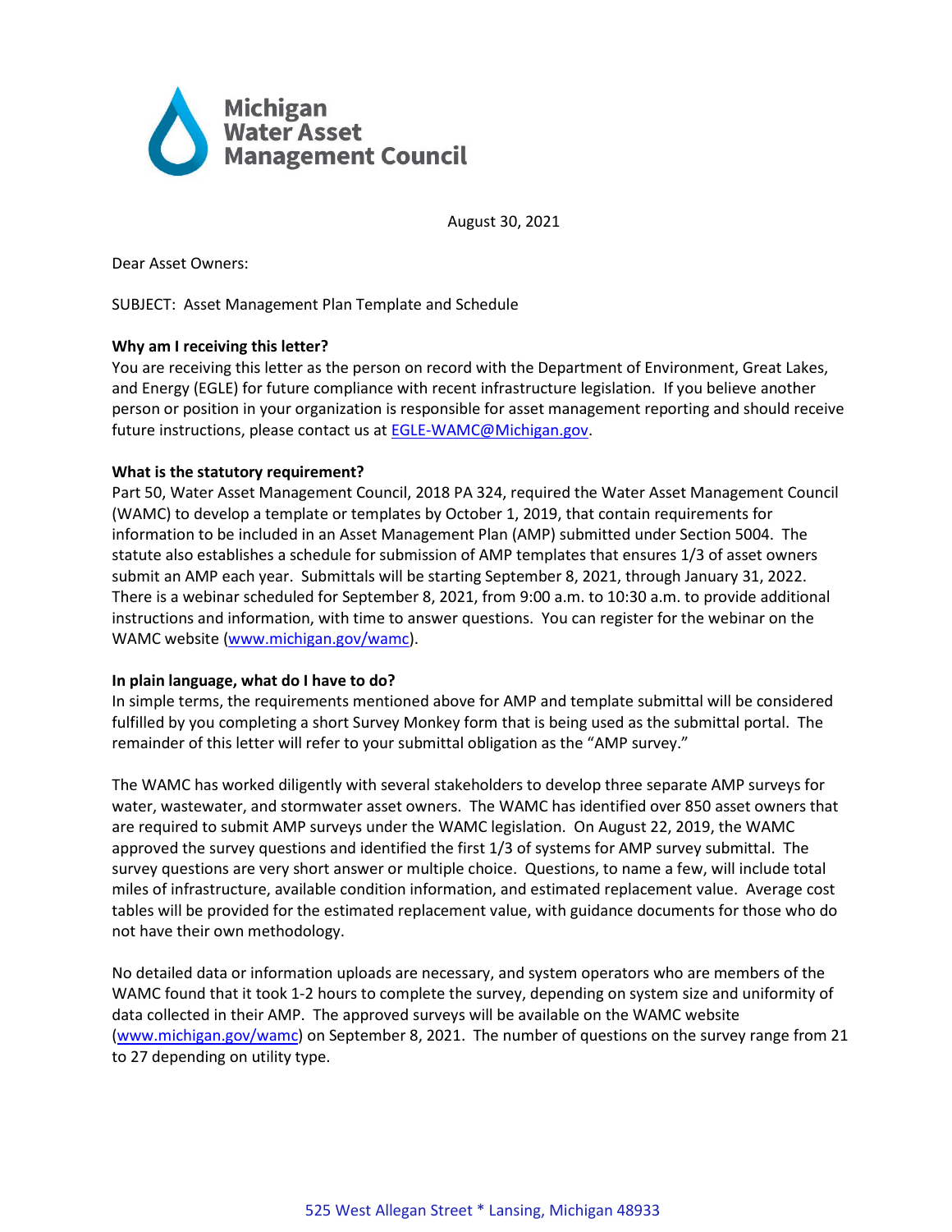**Michigan Water Asset Management Council**

August 30, 2021

Dear Asset Owners:

SUBJECT: Asset Management Plan Template and Schedule

**Why am I receiving this letter?**

You are receiving this letter as the person on record with the Department of Environment, Great Lakes, and Energy (EGLE) for future compliance with recent infrastructure legislation. If you believe another person or position in your organization is responsible for asset management reporting and should receive future instructions, please contact us at EGLE-WAMC@Michigan.gov.

**What is the statutory requirement?**

Part 50, Water Asset Management Council, 2018 PA 324, required the Water Asset Management Council (WAMC) to develop a template or templates by October 1, 2019, that contain requirements for information to be included in an Asset Management Plan (AMP) submitted under Section 5004. The statute also establishes a schedule for submission of AMP templates that ensures 1/3 of asset owners submit an AMP each year. Submittals will be starting September 8, 2021, through January 31, 2022. There is a webinar scheduled for September 8, 2021, from 9:00 a.m. to 10:30 a.m. to provide additional instructions and information, with time to answer questions. You can register for the webinar on the WAMC website (www.michigan.gov/wamc).

**In plain language, what do I have to do?**

In simple terms, the requirements mentioned above for AMP and template submittal will be considered fulfilled by you completing a short Survey Monkey form that is being used as the submittal portal. The remainder of this letter will refer to your submittal obligation as the "AMP survey."

The WAMC has worked diligently with several stakeholders to develop three separate AMP surveys for water, wastewater, and stormwater asset owners. The WAMC has identified over 850 asset owners that are required to submit AMP surveys under the WAMC legislation. On August 22, 2019, the WAMC approved the survey questions and identified the first 1/3 of systems for AMP survey submittal. The survey questions are very short answer or multiple choice. Questions, to name a few, will include total miles of infrastructure, available condition information, and estimated replacement value. Average cost tables will be provided for the estimated replacement value, with guidance documents for those who do not have their own methodology.

No detailed data or information uploads are necessary, and system operators who are members of the WAMC found that it took 1-2 hours to complete the survey, depending on system size and uniformity of data collected in their AMP. The approved surveys will be available on the WAMC website (www.michigan.gov/wamc) on September 8, 2021. The number of questions on the survey range from 21 to 27 depending on utility type.

525 West Allegan Street * Lansing, Michigan 48933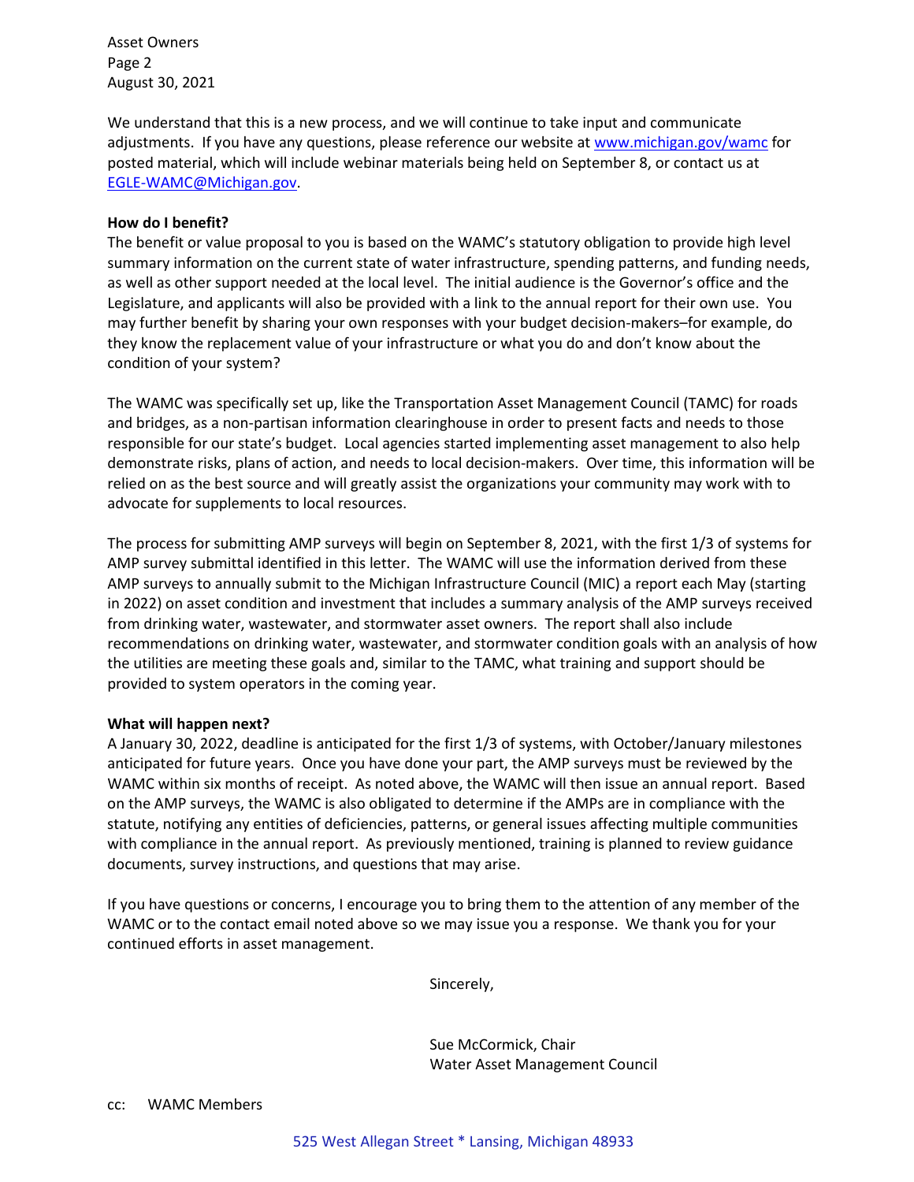We understand that this is a new process, and we will continue to take input and communicate adjustments. If you have any questions, please reference our website at www.michigan.gov/wamc for posted material, which will include webinar materials being held on September 8, or contact us at EGLE-WAMC@Michigan.gov.

**How do I benefit?**

The benefit or value proposal to you is based on the WAMC's statutory obligation to provide high level summary information on the current state of water infrastructure, spending patterns, and funding needs, as well as other support needed at the local level. The initial audience is the Governor's office and the Legislature, and applicants will also be provided with a link to the annual report for their own use. You may further benefit by sharing your own responses with your budget decision-makers–for example, do they know the replacement value of your infrastructure or what you do and don't know about the condition of your system?

The WAMC was specifically set up, like the Transportation Asset Management Council (TAMC) for roads and bridges, as a non-partisan information clearinghouse in order to present facts and needs to those responsible for our state's budget. Local agencies started implementing asset management to also help demonstrate risks, plans of action, and needs to local decision-makers. Over time, this information will be relied on as the best source and will greatly assist the organizations your community may work with to advocate for supplements to local resources.

The process for submitting AMP surveys will begin on September 8, 2021, with the first 1/3 of systems for AMP survey submittal identified in this letter. The WAMC will use the information derived from these AMP surveys to annually submit to the Michigan Infrastructure Council (MIC) a report each May (starting in 2022) on asset condition and investment that includes a summary analysis of the AMP surveys received from drinking water, wastewater, and stormwater asset owners. The report shall also include recommendations on drinking water, wastewater, and stormwater condition goals with an analysis of how the utilities are meeting these goals and, similar to the TAMC, what training and support should be provided to system operators in the coming year.

**What will happen next?**

A January 30, 2022, deadline is anticipated for the first 1/3 of systems, with October/January milestones anticipated for future years. Once you have done your part, the AMP surveys must be reviewed by the WAMC within six months of receipt. As noted above, the WAMC will then issue an annual report. Based on the AMP surveys, the WAMC is also obligated to determine if the AMPs are in compliance with the statute, notifying any entities of deficiencies, patterns, or general issues affecting multiple communities with compliance in the annual report. As previously mentioned, training is planned to review guidance documents, survey instructions, and questions that may arise.

If you have questions or concerns, I encourage you to bring them to the attention of any member of the WAMC or to the contact email noted above so we may issue you a response. We thank you for your continued efforts in asset management.

Sincerely,

Sue McCormick, Chair
Water Asset Management Council

cc: WAMC Members